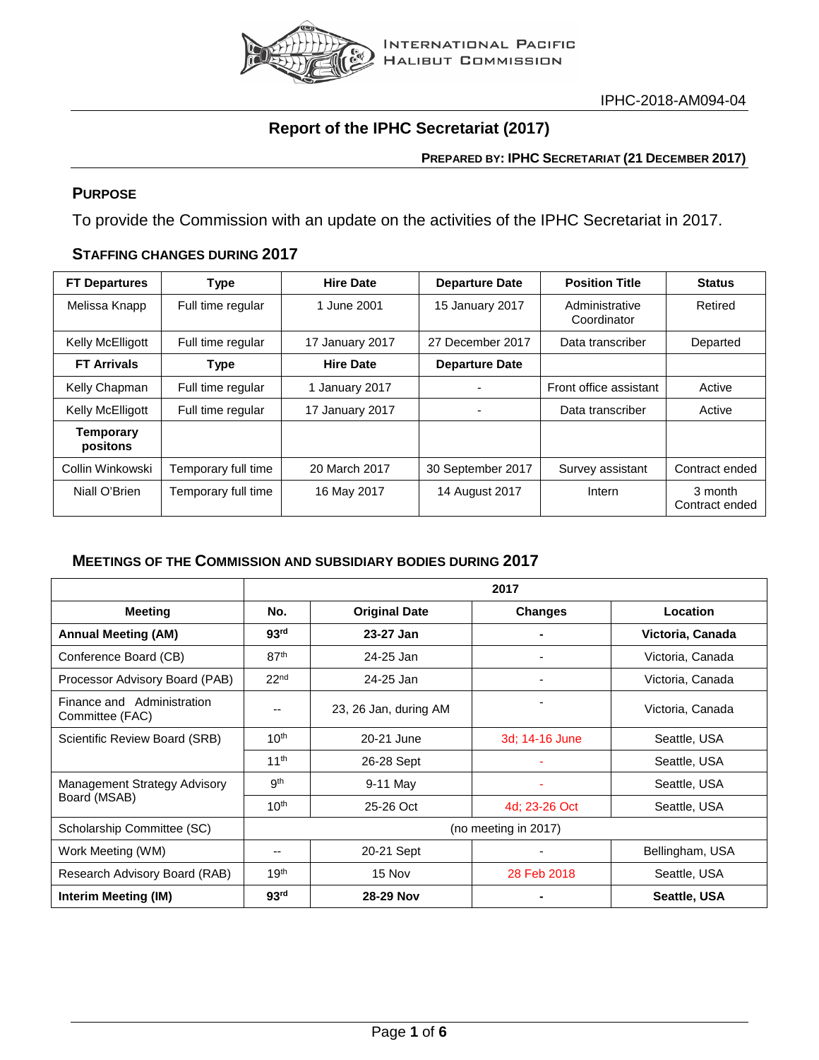INTERNATIONAL PACIFIC HALIBUT COMMISSION

IPHC-2018-AM094-04

# Report of the IPHC Secretariat (2017)

**PREPARED BY: IPHC SECRETARIAT (21 DECEMBER 2017)**

## PURPOSE

To provide the Commission with an update on the activities of the IPHC Secretariat in 2017.

## STAFFING CHANGES DURING 2017

| FT Departures | Type | Hire Date | Departure Date | Position Title | Status |
|---|---|---|---|---|---|
| Melissa Knapp | Full time regular | 1 June 2001 | 15 January 2017 | Administrative Coordinator | Retired |
| Kelly McElligott | Full time regular | 17 January 2017 | 27 December 2017 | Data transcriber | Departed |
| **FT Arrivals** | **Type** | **Hire Date** | **Departure Date** | | |
| Kelly Chapman | Full time regular | 1 January 2017 | - | Front office assistant | Active |
| Kelly McElligott | Full time regular | 17 January 2017 | - | Data transcriber | Active |
| **Temporary positons** | | | | | |
| Collin Winkowski | Temporary full time | 20 March 2017 | 30 September 2017 | Survey assistant | Contract ended |
| Niall O'Brien | Temporary full time | 16 May 2017 | 14 August 2017 | Intern | 3 month Contract ended |

## MEETINGS OF THE COMMISSION AND SUBSIDIARY BODIES DURING 2017

| | 2017 | | | |
|---|---|---|---|---|
| **Meeting** | **No.** | **Original Date** | **Changes** | **Location** |
| **Annual Meeting (AM)** | **93rd** | **23-27 Jan** | **-** | **Victoria, Canada** |
| Conference Board (CB) | 87th | 24-25 Jan | - | Victoria, Canada |
| Processor Advisory Board (PAB) | 22nd | 24-25 Jan | - | Victoria, Canada |
| Finance and Administration Committee (FAC) | -- | 23, 26 Jan, during AM | - | Victoria, Canada |
| Scientific Review Board (SRB) | 10th | 20-21 June | 3d; 14-16 June | Seattle, USA |
| | 11th | 26-28 Sept | - | Seattle, USA |
| Management Strategy Advisory Board (MSAB) | 9th | 9-11 May | - | Seattle, USA |
| | 10th | 25-26 Oct | 4d; 23-26 Oct | Seattle, USA |
| Scholarship Committee (SC) | (no meeting in 2017) | | | |
| Work Meeting (WM) | -- | 20-21 Sept | - | Bellingham, USA |
| Research Advisory Board (RAB) | 19th | 15 Nov | 28 Feb 2018 | Seattle, USA |
| **Interim Meeting (IM)** | **93rd** | **28-29 Nov** | **-** | **Seattle, USA** |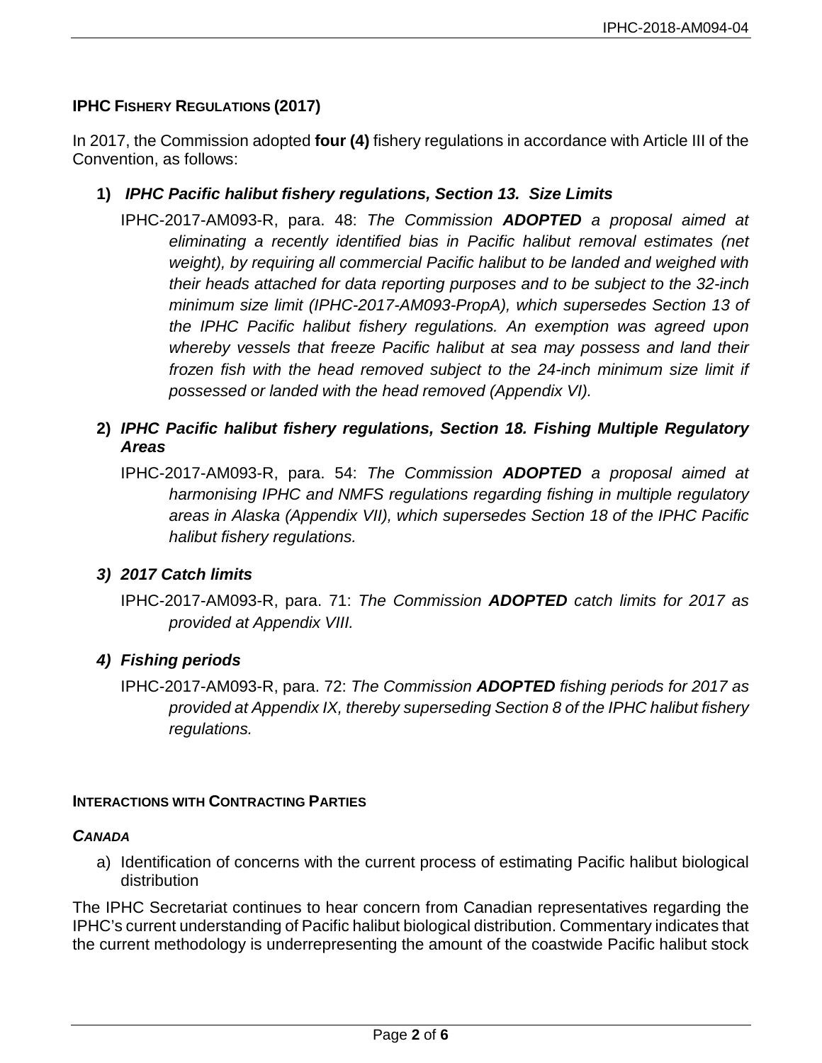## IPHC FISHERY REGULATIONS (2017)

In 2017, the Commission adopted **four (4)** fishery regulations in accordance with Article III of the Convention, as follows:

### 1) *IPHC Pacific halibut fishery regulations, Section 13. Size Limits*

IPHC-2017-AM093-R, para. 48: *The Commission **ADOPTED** a proposal aimed at eliminating a recently identified bias in Pacific halibut removal estimates (net weight), by requiring all commercial Pacific halibut to be landed and weighed with their heads attached for data reporting purposes and to be subject to the 32-inch minimum size limit (IPHC-2017-AM093-PropA), which supersedes Section 13 of the IPHC Pacific halibut fishery regulations. An exemption was agreed upon whereby vessels that freeze Pacific halibut at sea may possess and land their frozen fish with the head removed subject to the 24-inch minimum size limit if possessed or landed with the head removed (Appendix VI).*

### 2) *IPHC Pacific halibut fishery regulations, Section 18. Fishing Multiple Regulatory Areas*

IPHC-2017-AM093-R, para. 54: *The Commission **ADOPTED** a proposal aimed at harmonising IPHC and NMFS regulations regarding fishing in multiple regulatory areas in Alaska (Appendix VII), which supersedes Section 18 of the IPHC Pacific halibut fishery regulations.*

### 3) *2017 Catch limits*

IPHC-2017-AM093-R, para. 71: *The Commission **ADOPTED** catch limits for 2017 as provided at Appendix VIII.*

### 4) *Fishing periods*

IPHC-2017-AM093-R, para. 72: *The Commission **ADOPTED** fishing periods for 2017 as provided at Appendix IX, thereby superseding Section 8 of the IPHC halibut fishery regulations.*

## INTERACTIONS WITH CONTRACTING PARTIES

### *CANADA*

a) Identification of concerns with the current process of estimating Pacific halibut biological distribution

The IPHC Secretariat continues to hear concern from Canadian representatives regarding the IPHC's current understanding of Pacific halibut biological distribution. Commentary indicates that the current methodology is underrepresenting the amount of the coastwide Pacific halibut stock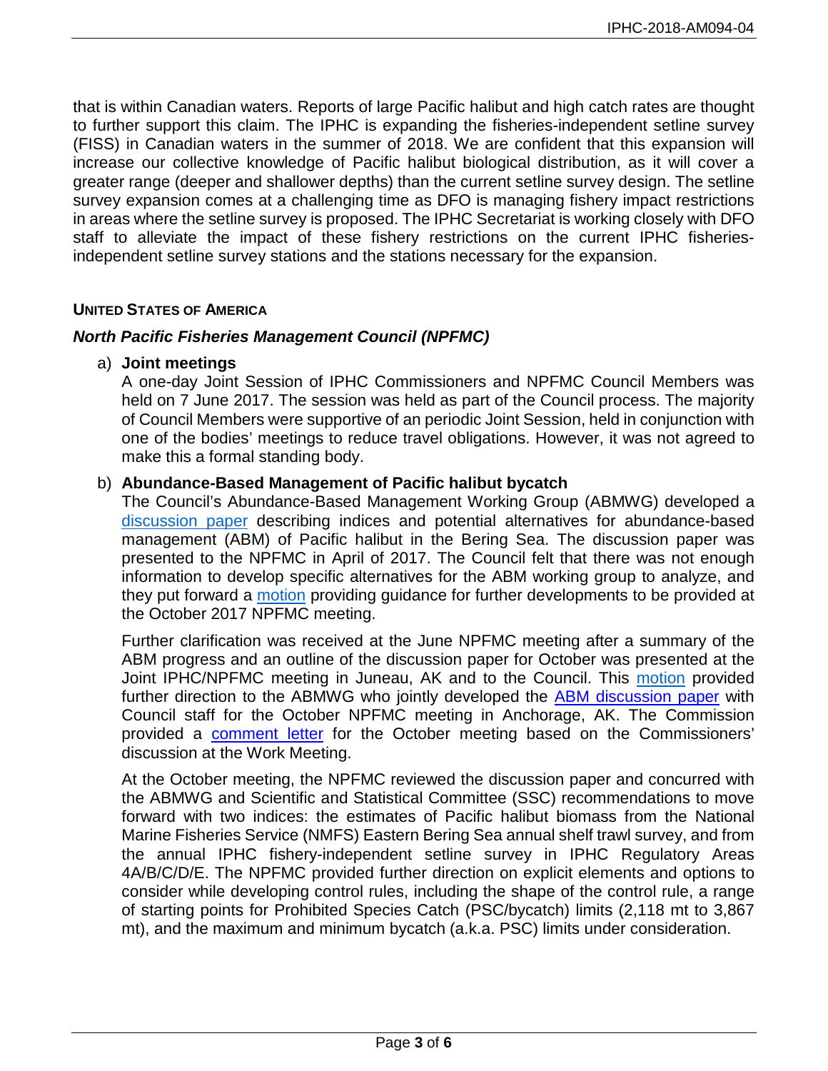that is within Canadian waters. Reports of large Pacific halibut and high catch rates are thought to further support this claim. The IPHC is expanding the fisheries-independent setline survey (FISS) in Canadian waters in the summer of 2018. We are confident that this expansion will increase our collective knowledge of Pacific halibut biological distribution, as it will cover a greater range (deeper and shallower depths) than the current setline survey design. The setline survey expansion comes at a challenging time as DFO is managing fishery impact restrictions in areas where the setline survey is proposed. The IPHC Secretariat is working closely with DFO staff to alleviate the impact of these fishery restrictions on the current IPHC fisheries-independent setline survey stations and the stations necessary for the expansion.

## UNITED STATES OF AMERICA

### *North Pacific Fisheries Management Council (NPFMC)*

a) **Joint meetings**

A one-day Joint Session of IPHC Commissioners and NPFMC Council Members was held on 7 June 2017. The session was held as part of the Council process. The majority of Council Members were supportive of an periodic Joint Session, held in conjunction with one of the bodies' meetings to reduce travel obligations. However, it was not agreed to make this a formal standing body.

b) **Abundance-Based Management of Pacific halibut bycatch**

The Council's Abundance-Based Management Working Group (ABMWG) developed a discussion paper describing indices and potential alternatives for abundance-based management (ABM) of Pacific halibut in the Bering Sea. The discussion paper was presented to the NPFMC in April of 2017. The Council felt that there was not enough information to develop specific alternatives for the ABM working group to analyze, and they put forward a motion providing guidance for further developments to be provided at the October 2017 NPFMC meeting.

Further clarification was received at the June NPFMC meeting after a summary of the ABM progress and an outline of the discussion paper for October was presented at the Joint IPHC/NPFMC meeting in Juneau, AK and to the Council. This motion provided further direction to the ABMWG who jointly developed the ABM discussion paper with Council staff for the October NPFMC meeting in Anchorage, AK. The Commission provided a comment letter for the October meeting based on the Commissioners' discussion at the Work Meeting.

At the October meeting, the NPFMC reviewed the discussion paper and concurred with the ABMWG and Scientific and Statistical Committee (SSC) recommendations to move forward with two indices: the estimates of Pacific halibut biomass from the National Marine Fisheries Service (NMFS) Eastern Bering Sea annual shelf trawl survey, and from the annual IPHC fishery-independent setline survey in IPHC Regulatory Areas 4A/B/C/D/E. The NPFMC provided further direction on explicit elements and options to consider while developing control rules, including the shape of the control rule, a range of starting points for Prohibited Species Catch (PSC/bycatch) limits (2,118 mt to 3,867 mt), and the maximum and minimum bycatch (a.k.a. PSC) limits under consideration.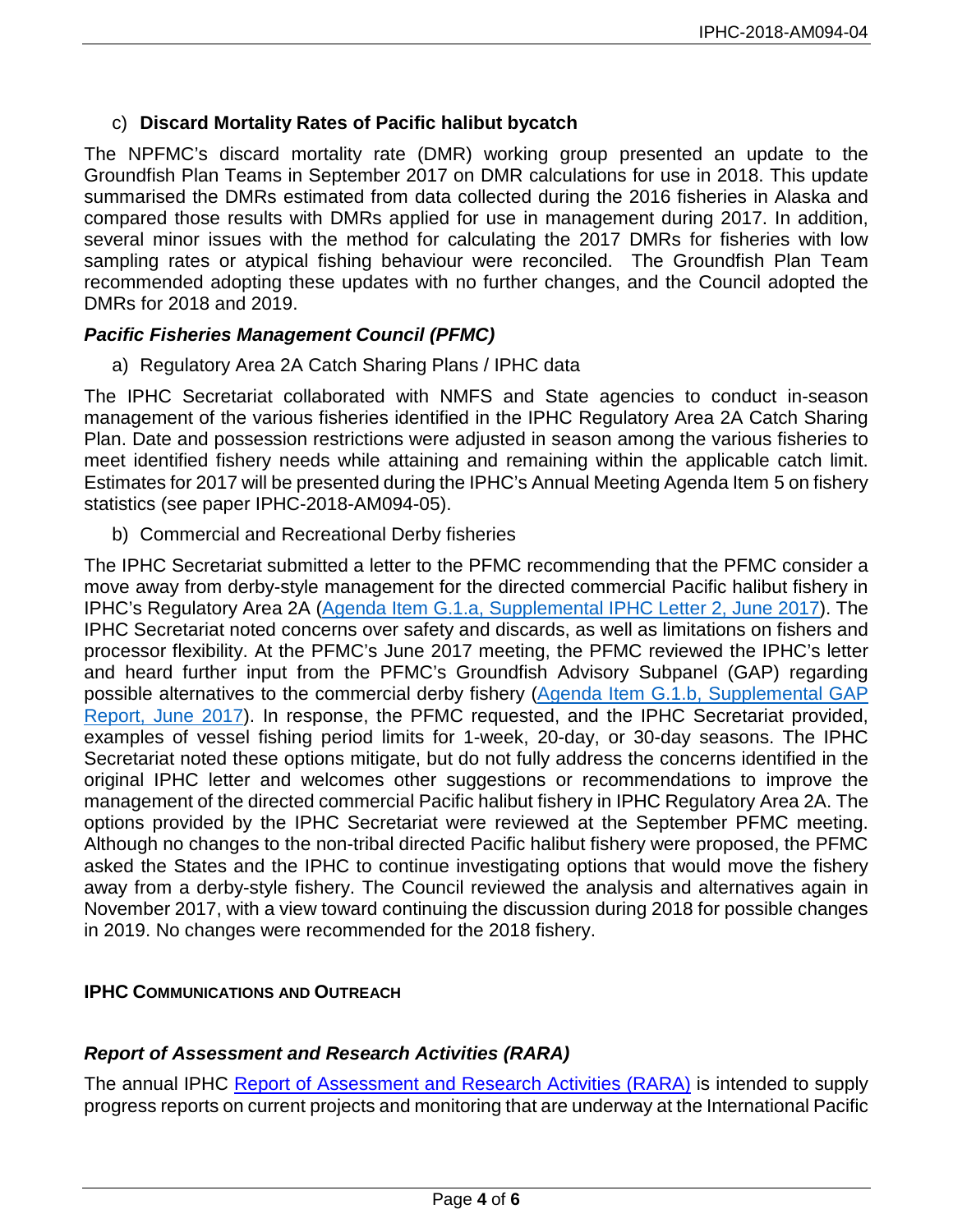c) **Discard Mortality Rates of Pacific halibut bycatch**

The NPFMC's discard mortality rate (DMR) working group presented an update to the Groundfish Plan Teams in September 2017 on DMR calculations for use in 2018. This update summarised the DMRs estimated from data collected during the 2016 fisheries in Alaska and compared those results with DMRs applied for use in management during 2017. In addition, several minor issues with the method for calculating the 2017 DMRs for fisheries with low sampling rates or atypical fishing behaviour were reconciled. The Groundfish Plan Team recommended adopting these updates with no further changes, and the Council adopted the DMRs for 2018 and 2019.

### *Pacific Fisheries Management Council (PFMC)*

a) Regulatory Area 2A Catch Sharing Plans / IPHC data

The IPHC Secretariat collaborated with NMFS and State agencies to conduct in-season management of the various fisheries identified in the IPHC Regulatory Area 2A Catch Sharing Plan. Date and possession restrictions were adjusted in season among the various fisheries to meet identified fishery needs while attaining and remaining within the applicable catch limit. Estimates for 2017 will be presented during the IPHC's Annual Meeting Agenda Item 5 on fishery statistics (see paper IPHC-2018-AM094-05).

b) Commercial and Recreational Derby fisheries

The IPHC Secretariat submitted a letter to the PFMC recommending that the PFMC consider a move away from derby-style management for the directed commercial Pacific halibut fishery in IPHC's Regulatory Area 2A (Agenda Item G.1.a, Supplemental IPHC Letter 2, June 2017). The IPHC Secretariat noted concerns over safety and discards, as well as limitations on fishers and processor flexibility. At the PFMC's June 2017 meeting, the PFMC reviewed the IPHC's letter and heard further input from the PFMC's Groundfish Advisory Subpanel (GAP) regarding possible alternatives to the commercial derby fishery (Agenda Item G.1.b, Supplemental GAP Report, June 2017). In response, the PFMC requested, and the IPHC Secretariat provided, examples of vessel fishing period limits for 1-week, 20-day, or 30-day seasons. The IPHC Secretariat noted these options mitigate, but do not fully address the concerns identified in the original IPHC letter and welcomes other suggestions or recommendations to improve the management of the directed commercial Pacific halibut fishery in IPHC Regulatory Area 2A. The options provided by the IPHC Secretariat were reviewed at the September PFMC meeting. Although no changes to the non-tribal directed Pacific halibut fishery were proposed, the PFMC asked the States and the IPHC to continue investigating options that would move the fishery away from a derby-style fishery. The Council reviewed the analysis and alternatives again in November 2017, with a view toward continuing the discussion during 2018 for possible changes in 2019. No changes were recommended for the 2018 fishery.

## IPHC COMMUNICATIONS AND OUTREACH

### *Report of Assessment and Research Activities (RARA)*

The annual IPHC Report of Assessment and Research Activities (RARA) is intended to supply progress reports on current projects and monitoring that are underway at the International Pacific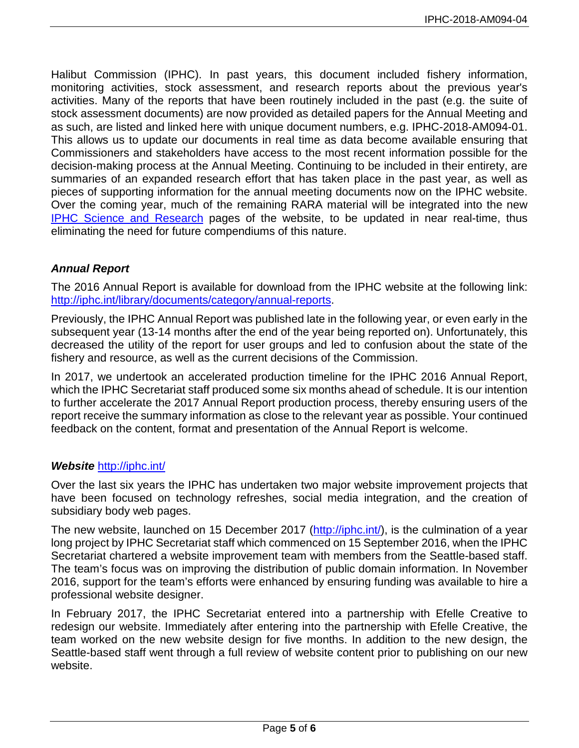Halibut Commission (IPHC). In past years, this document included fishery information, monitoring activities, stock assessment, and research reports about the previous year's activities. Many of the reports that have been routinely included in the past (e.g. the suite of stock assessment documents) are now provided as detailed papers for the Annual Meeting and as such, are listed and linked here with unique document numbers, e.g. IPHC-2018-AM094-01. This allows us to update our documents in real time as data become available ensuring that Commissioners and stakeholders have access to the most recent information possible for the decision-making process at the Annual Meeting. Continuing to be included in their entirety, are summaries of an expanded research effort that has taken place in the past year, as well as pieces of supporting information for the annual meeting documents now on the IPHC website. Over the coming year, much of the remaining RARA material will be integrated into the new [IPHC Science and Research](#) pages of the website, to be updated in near real-time, thus eliminating the need for future compendiums of this nature.

### *Annual Report*

The 2016 Annual Report is available for download from the IPHC website at the following link: [http://iphc.int/library/documents/category/annual-reports](http://iphc.int/library/documents/category/annual-reports).

Previously, the IPHC Annual Report was published late in the following year, or even early in the subsequent year (13-14 months after the end of the year being reported on). Unfortunately, this decreased the utility of the report for user groups and led to confusion about the state of the fishery and resource, as well as the current decisions of the Commission.

In 2017, we undertook an accelerated production timeline for the IPHC 2016 Annual Report, which the IPHC Secretariat staff produced some six months ahead of schedule. It is our intention to further accelerate the 2017 Annual Report production process, thereby ensuring users of the report receive the summary information as close to the relevant year as possible. Your continued feedback on the content, format and presentation of the Annual Report is welcome.

### *Website* [http://iphc.int/](http://iphc.int/)

Over the last six years the IPHC has undertaken two major website improvement projects that have been focused on technology refreshes, social media integration, and the creation of subsidiary body web pages.

The new website, launched on 15 December 2017 ([http://iphc.int/](http://iphc.int/)), is the culmination of a year long project by IPHC Secretariat staff which commenced on 15 September 2016, when the IPHC Secretariat chartered a website improvement team with members from the Seattle-based staff. The team's focus was on improving the distribution of public domain information. In November 2016, support for the team's efforts were enhanced by ensuring funding was available to hire a professional website designer.

In February 2017, the IPHC Secretariat entered into a partnership with Efelle Creative to redesign our website. Immediately after entering into the partnership with Efelle Creative, the team worked on the new website design for five months. In addition to the new design, the Seattle-based staff went through a full review of website content prior to publishing on our new website.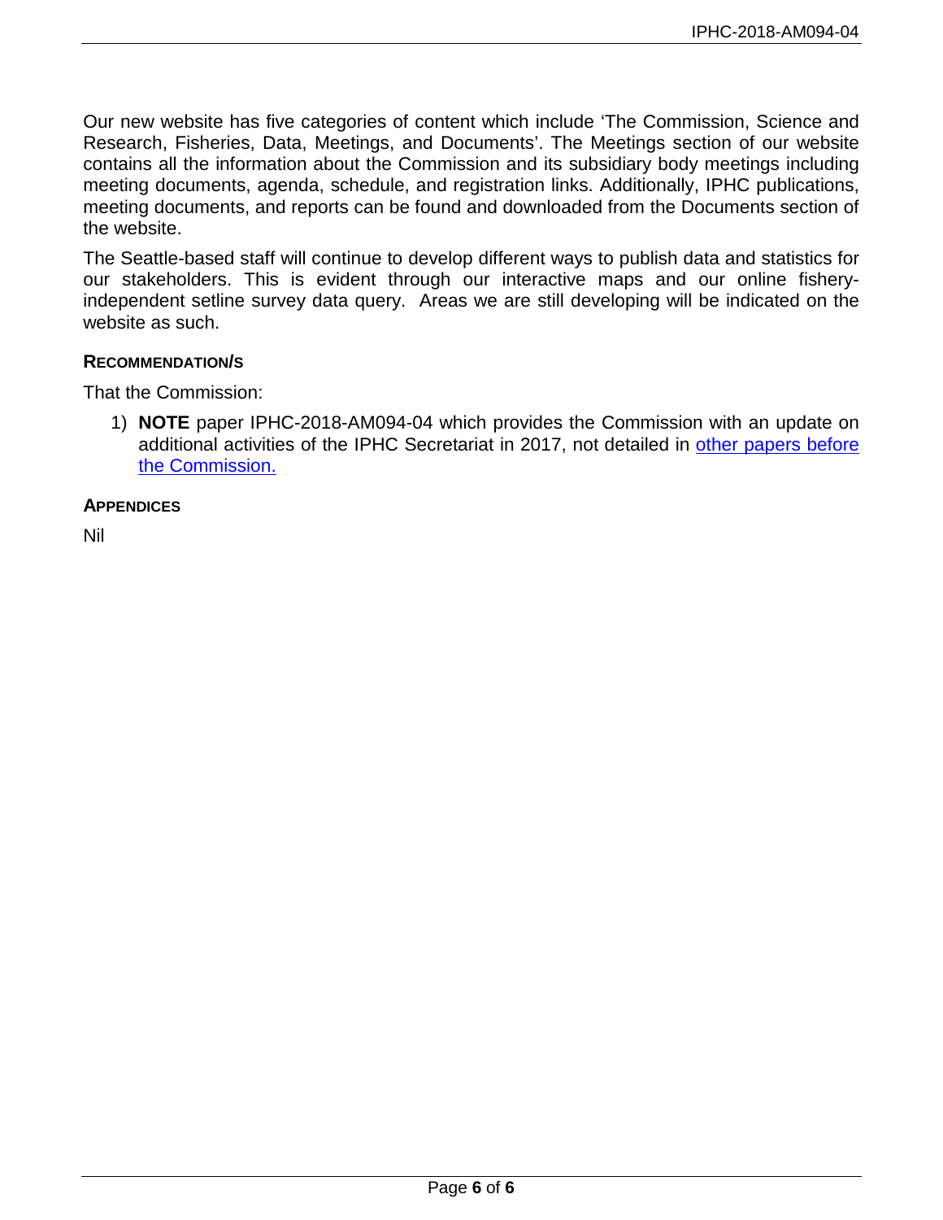Our new website has five categories of content which include 'The Commission, Science and Research, Fisheries, Data, Meetings, and Documents'. The Meetings section of our website contains all the information about the Commission and its subsidiary body meetings including meeting documents, agenda, schedule, and registration links. Additionally, IPHC publications, meeting documents, and reports can be found and downloaded from the Documents section of the website.

The Seattle-based staff will continue to develop different ways to publish data and statistics for our stakeholders. This is evident through our interactive maps and our online fishery-independent setline survey data query.  Areas we are still developing will be indicated on the website as such.

#### RECOMMENDATION/S

That the Commission:

1) **NOTE** paper IPHC-2018-AM094-04 which provides the Commission with an update on additional activities of the IPHC Secretariat in 2017, not detailed in other papers before the Commission.

#### APPENDICES

Nil